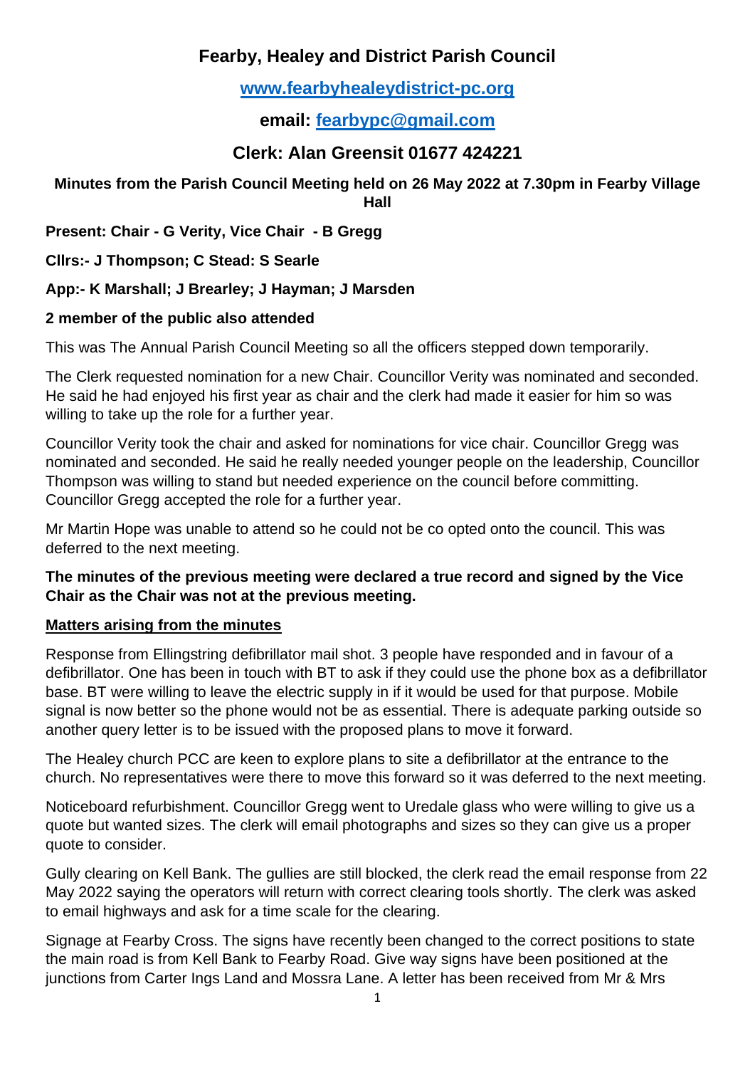# Fearby, Healey and District Parish Council

**[www.fearbyhealeydistrict-pc.org](http://www.fearbyhealeydistrict-pc.org)**

## email: [fearbypc@gmail.com](mailto:fearbypc@gmail.com)

## Clerk: Alan Greensit 01677 424221

**Minutes from the Parish Council Meeting held on 26 May 2022 at 7.30pm in Fearby Village Hall**

**Present: Chair - G Verity, Vice Chair - B Gregg**

**Cllrs:- J Thompson; C Stead: S Searle**

**App:- K Marshall; J Brearley; J Hayman; J Marsden**

**2 member of the public also attended**

This was The Annual Parish Council Meeting so all the officers stepped down temporarily.

The Clerk requested nomination for a new Chair. Councillor Verity was nominated and seconded. He said he had enjoyed his first year as chair and the clerk had made it easier for him so was willing to take up the role for a further year.

Councillor Verity took the chair and asked for nominations for vice chair. Councillor Gregg was nominated and seconded. He said he really needed younger people on the leadership, Councillor Thompson was willing to stand but needed experience on the council before committing. Councillor Gregg accepted the role for a further year.

Mr Martin Hope was unable to attend so he could not be co opted onto the council. This was deferred to the next meeting.

**The minutes of the previous meeting were declared a true record and signed by the Vice Chair as the Chair was not at the previous meeting.**

**<u>Matters arising from the minutes</u>**

Response from Ellingstring defibrillator mail shot. 3 people have responded and in favour of a defibrillator. One has been in touch with BT to ask if they could use the phone box as a defibrillator base. BT were willing to leave the electric supply in if it would be used for that purpose. Mobile signal is now better so the phone would not be as essential. There is adequate parking outside so another query letter is to be issued with the proposed plans to move it forward.

The Healey church PCC are keen to explore plans to site a defibrillator at the entrance to the church. No representatives were there to move this forward so it was deferred to the next meeting.

Noticeboard refurbishment. Councillor Gregg went to Uredale glass who were willing to give us a quote but wanted sizes. The clerk will email photographs and sizes so they can give us a proper quote to consider.

Gully clearing on Kell Bank. The gullies are still blocked, the clerk read the email response from 22 May 2022 saying the operators will return with correct clearing tools shortly. The clerk was asked to email highways and ask for a time scale for the clearing.

Signage at Fearby Cross. The signs have recently been changed to the correct positions to state the main road is from Kell Bank to Fearby Road. Give way signs have been positioned at the junctions from Carter Ings Land and Mossra Lane. A letter has been received from Mr & Mrs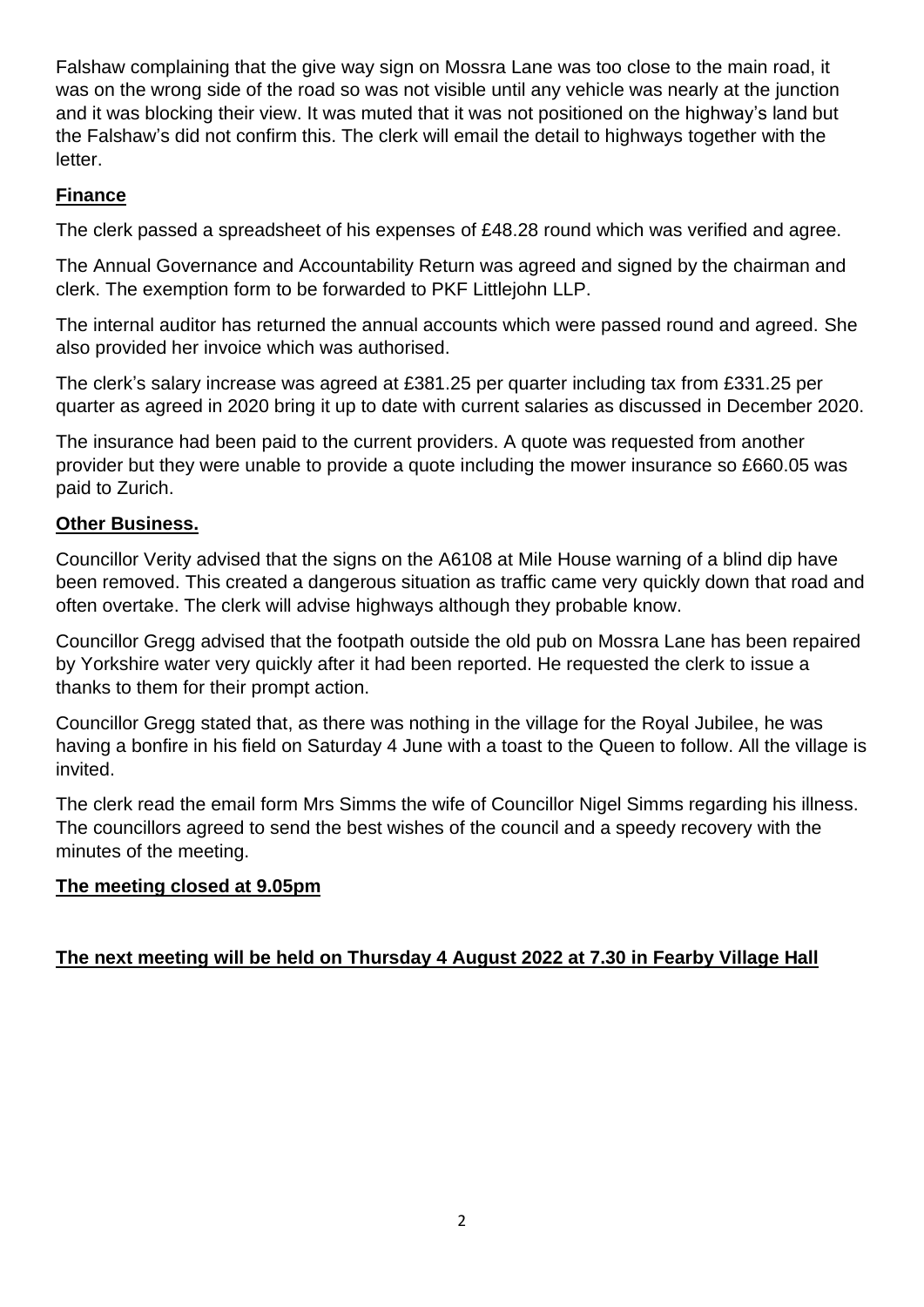Falshaw complaining that the give way sign on Mossra Lane was too close to the main road, it was on the wrong side of the road so was not visible until any vehicle was nearly at the junction and it was blocking their view. It was muted that it was not positioned on the highway's land but the Falshaw's did not confirm this. The clerk will email the detail to highways together with the letter.

## Finance

The clerk passed a spreadsheet of his expenses of £48.28 round which was verified and agree.

The Annual Governance and Accountability Return was agreed and signed by the chairman and clerk. The exemption form to be forwarded to PKF Littlejohn LLP.

The internal auditor has returned the annual accounts which were passed round and agreed. She also provided her invoice which was authorised.

The clerk's salary increase was agreed at £381.25 per quarter including tax from £331.25 per quarter as agreed in 2020 bring it up to date with current salaries as discussed in December 2020.

The insurance had been paid to the current providers. A quote was requested from another provider but they were unable to provide a quote including the mower insurance so £660.05 was paid to Zurich.

## Other Business.

Councillor Verity advised that the signs on the A6108 at Mile House warning of a blind dip have been removed. This created a dangerous situation as traffic came very quickly down that road and often overtake. The clerk will advise highways although they probable know.

Councillor Gregg advised that the footpath outside the old pub on Mossra Lane has been repaired by Yorkshire water very quickly after it had been reported. He requested the clerk to issue a thanks to them for their prompt action.

Councillor Gregg stated that, as there was nothing in the village for the Royal Jubilee, he was having a bonfire in his field on Saturday 4 June with a toast to the Queen to follow. All the village is invited.

The clerk read the email form Mrs Simms the wife of Councillor Nigel Simms regarding his illness. The councillors agreed to send the best wishes of the council and a speedy recovery with the minutes of the meeting.

## The meeting closed at 9.05pm

## The next meeting will be held on Thursday 4 August 2022 at 7.30 in Fearby Village Hall